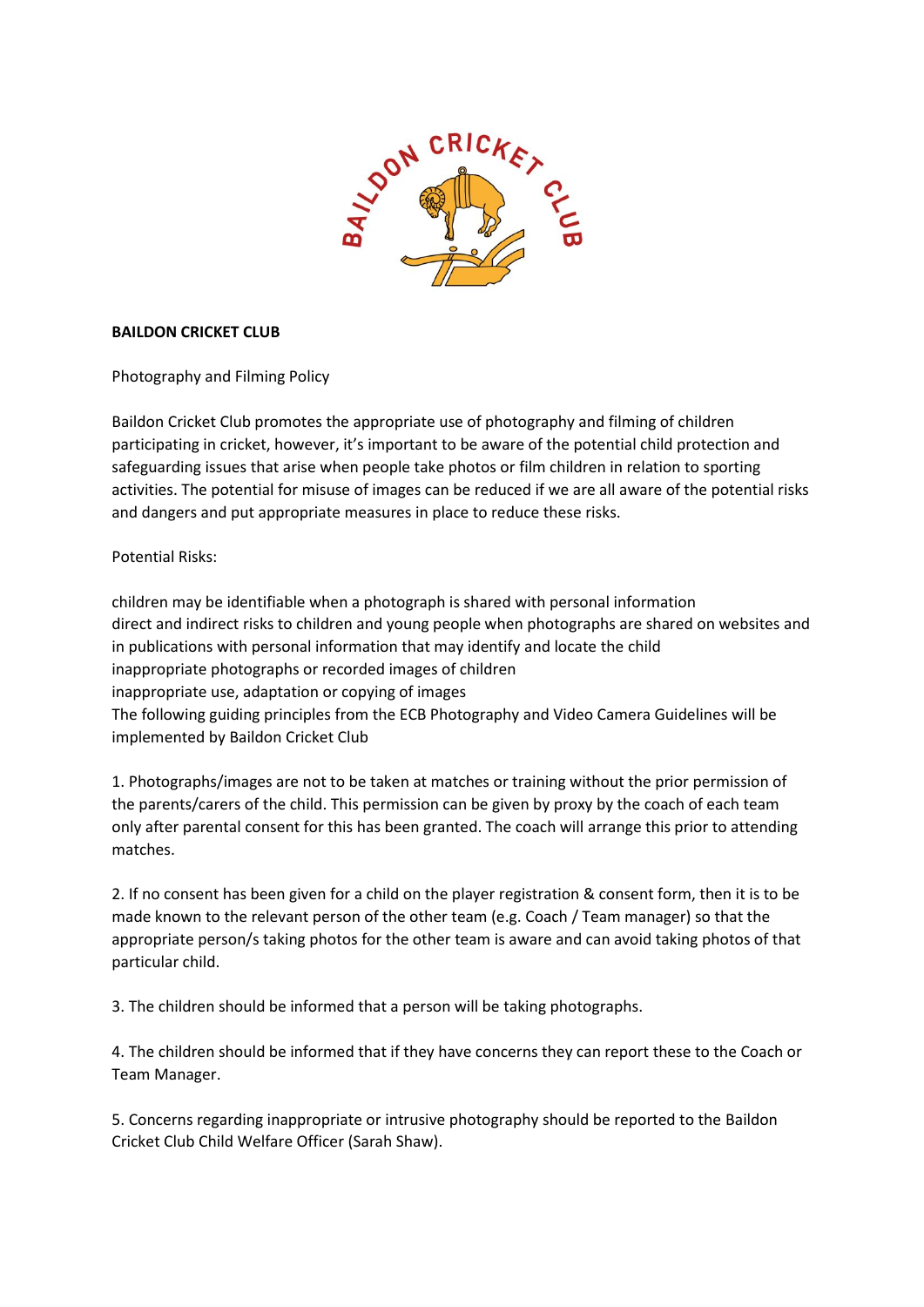# BAILDON CRICKET CLUB

## Photography and Filming Policy

Baildon Cricket Club promotes the appropriate use of photography and filming of children participating in cricket, however, it's important to be aware of the potential child protection and safeguarding issues that arise when people take photos or film children in relation to sporting activities. The potential for misuse of images can be reduced if we are all aware of the potential risks and dangers and put appropriate measures in place to reduce these risks.

Potential Risks:

- children may be identifiable when a photograph is shared with personal information
- direct and indirect risks to children and young people when photographs are shared on websites and in publications with personal information that may identify and locate the child
- inappropriate photographs or recorded images of children
- inappropriate use, adaptation or copying of images

The following guiding principles from the ECB Photography and Video Camera Guidelines will be implemented by Baildon Cricket Club

1. Photographs/images are not to be taken at matches or training without the prior permission of the parents/carers of the child. This permission can be given by proxy by the coach of each team only after parental consent for this has been granted. The coach will arrange this prior to attending matches.

2. If no consent has been given for a child on the player registration & consent form, then it is to be made known to the relevant person of the other team (e.g. Coach / Team manager) so that the appropriate person/s taking photos for the other team is aware and can avoid taking photos of that particular child.

3. The children should be informed that a person will be taking photographs.

4. The children should be informed that if they have concerns they can report these to the Coach or Team Manager.

5. Concerns regarding inappropriate or intrusive photography should be reported to the Baildon Cricket Club Child Welfare Officer (Sarah Shaw).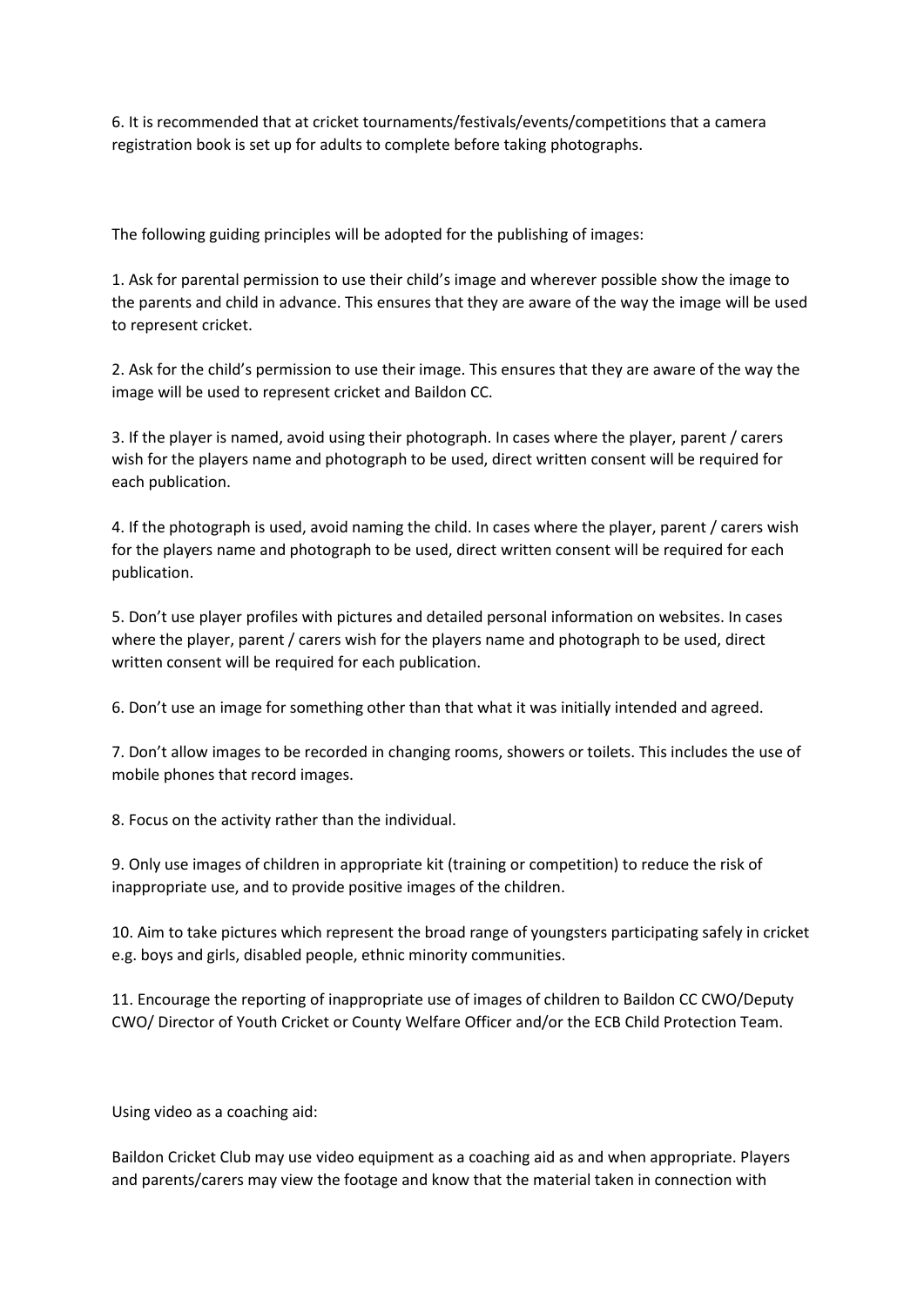6. It is recommended that at cricket tournaments/festivals/events/competitions that a camera registration book is set up for adults to complete before taking photographs.

The following guiding principles will be adopted for the publishing of images:

1. Ask for parental permission to use their child's image and wherever possible show the image to the parents and child in advance. This ensures that they are aware of the way the image will be used to represent cricket.

2. Ask for the child's permission to use their image. This ensures that they are aware of the way the image will be used to represent cricket and Baildon CC.

3. If the player is named, avoid using their photograph. In cases where the player, parent / carers wish for the players name and photograph to be used, direct written consent will be required for each publication.

4. If the photograph is used, avoid naming the child. In cases where the player, parent / carers wish for the players name and photograph to be used, direct written consent will be required for each publication.

5. Don't use player profiles with pictures and detailed personal information on websites. In cases where the player, parent / carers wish for the players name and photograph to be used, direct written consent will be required for each publication.

6. Don't use an image for something other than that what it was initially intended and agreed.

7. Don't allow images to be recorded in changing rooms, showers or toilets. This includes the use of mobile phones that record images.

8. Focus on the activity rather than the individual.

9. Only use images of children in appropriate kit (training or competition) to reduce the risk of inappropriate use, and to provide positive images of the children.

10. Aim to take pictures which represent the broad range of youngsters participating safely in cricket e.g. boys and girls, disabled people, ethnic minority communities.

11. Encourage the reporting of inappropriate use of images of children to Baildon CC CWO/Deputy CWO/ Director of Youth Cricket or County Welfare Officer and/or the ECB Child Protection Team.

Using video as a coaching aid:

Baildon Cricket Club may use video equipment as a coaching aid as and when appropriate. Players and parents/carers may view the footage and know that the material taken in connection with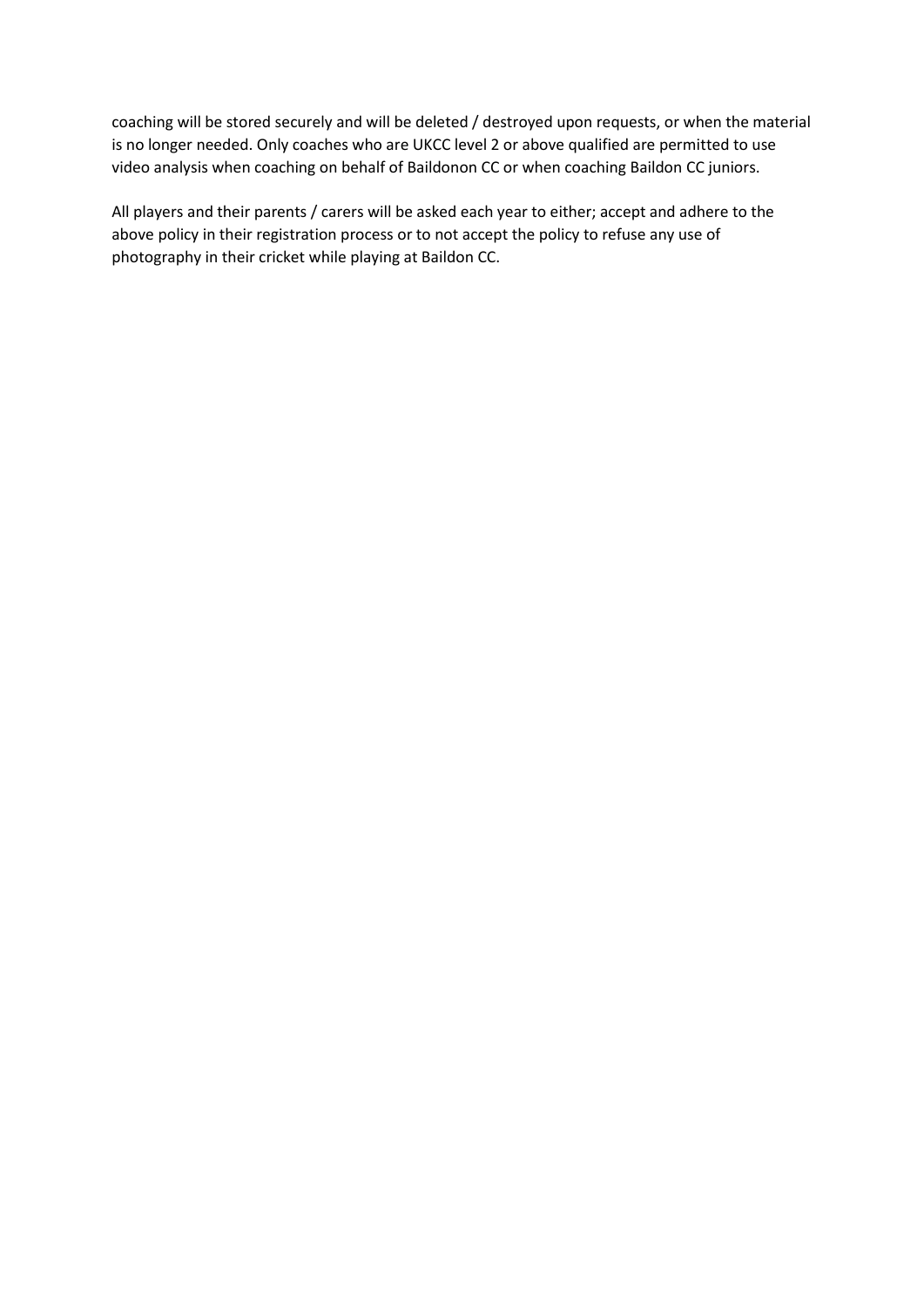coaching will be stored securely and will be deleted / destroyed upon requests, or when the material is no longer needed. Only coaches who are UKCC level 2 or above qualified are permitted to use video analysis when coaching on behalf of Baildonon CC or when coaching Baildon CC juniors.

All players and their parents / carers will be asked each year to either; accept and adhere to the above policy in their registration process or to not accept the policy to refuse any use of photography in their cricket while playing at Baildon CC.